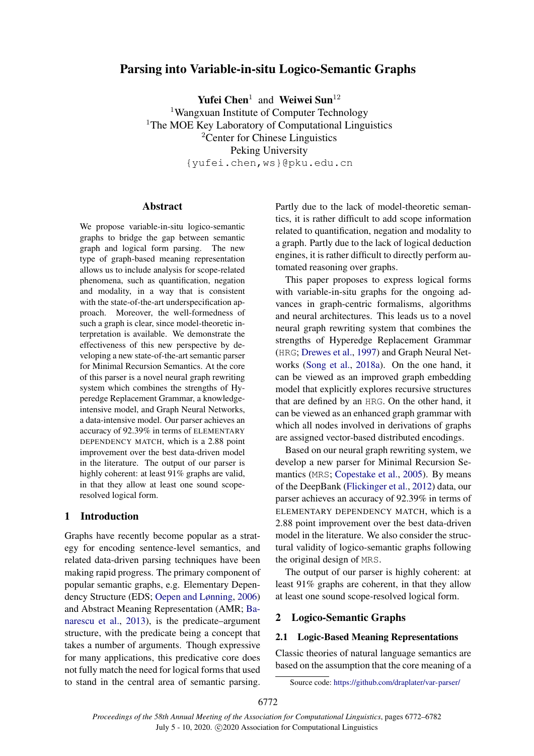# Parsing into Variable-in-situ Logico-Semantic Graphs

**Yufei Chen**[1] and **Weiwei Sun**[12]

[1]Wangxuan Institute of Computer Technology
[1]The MOE Key Laboratory of Computational Linguistics
[2]Center for Chinese Linguistics
Peking University
{yufei.chen,ws}@pku.edu.cn

## Abstract

We propose variable-in-situ logico-semantic graphs to bridge the gap between semantic graph and logical form parsing. The new type of graph-based meaning representation allows us to include analysis for scope-related phenomena, such as quantification, negation and modality, in a way that is consistent with the state-of-the-art underspecification approach. Moreover, the well-formedness of such a graph is clear, since model-theoretic interpretation is available. We demonstrate the effectiveness of this new perspective by developing a new state-of-the-art semantic parser for Minimal Recursion Semantics. At the core of this parser is a novel neural graph rewriting system which combines the strengths of Hyperedge Replacement Grammar, a knowledge-intensive model, and Graph Neural Networks, a data-intensive model. Our parser achieves an accuracy of 92.39% in terms of ELEMENTARY DEPENDENCY MATCH, which is a 2.88 point improvement over the best data-driven model in the literature. The output of our parser is highly coherent: at least 91% graphs are valid, in that they allow at least one sound scope-resolved logical form.

## 1 Introduction

Graphs have recently become popular as a strategy for encoding sentence-level semantics, and related data-driven parsing techniques have been making rapid progress. The primary component of popular semantic graphs, e.g. Elementary Dependency Structure (EDS; Oepen and Lønning, 2006) and Abstract Meaning Representation (AMR; Banarescu et al., 2013), is the predicate–argument structure, with the predicate being a concept that takes a number of arguments. Though expressive for many applications, this predicative core does not fully match the need for logical forms that used to stand in the central area of semantic parsing. Partly due to the lack of model-theoretic semantics, it is rather difficult to add scope information related to quantification, negation and modality to a graph. Partly due to the lack of logical deduction engines, it is rather difficult to directly perform automated reasoning over graphs.

This paper proposes to express logical forms with variable-in-situ graphs for the ongoing advances in graph-centric formalisms, algorithms and neural architectures. This leads us to a novel neural graph rewriting system that combines the strengths of Hyperedge Replacement Grammar (HRG; Drewes et al., 1997) and Graph Neural Networks (Song et al., 2018a). On the one hand, it can be viewed as an improved graph embedding model that explicitly explores recursive structures that are defined by an HRG. On the other hand, it can be viewed as an enhanced graph grammar with which all nodes involved in derivations of graphs are assigned vector-based distributed encodings.

Based on our neural graph rewriting system, we develop a new parser for Minimal Recursion Semantics (MRS; Copestake et al., 2005). By means of the DeepBank (Flickinger et al., 2012) data, our parser achieves an accuracy of 92.39% in terms of ELEMENTARY DEPENDENCY MATCH, which is a 2.88 point improvement over the best data-driven model in the literature. We also consider the structural validity of logico-semantic graphs following the original design of MRS.

The output of our parser is highly coherent: at least 91% graphs are coherent, in that they allow at least one sound scope-resolved logical form.

## 2 Logico-Semantic Graphs

### 2.1 Logic-Based Meaning Representations

Classic theories of natural language semantics are based on the assumption that the core meaning of a

Source code: https://github.com/draplater/var-parser/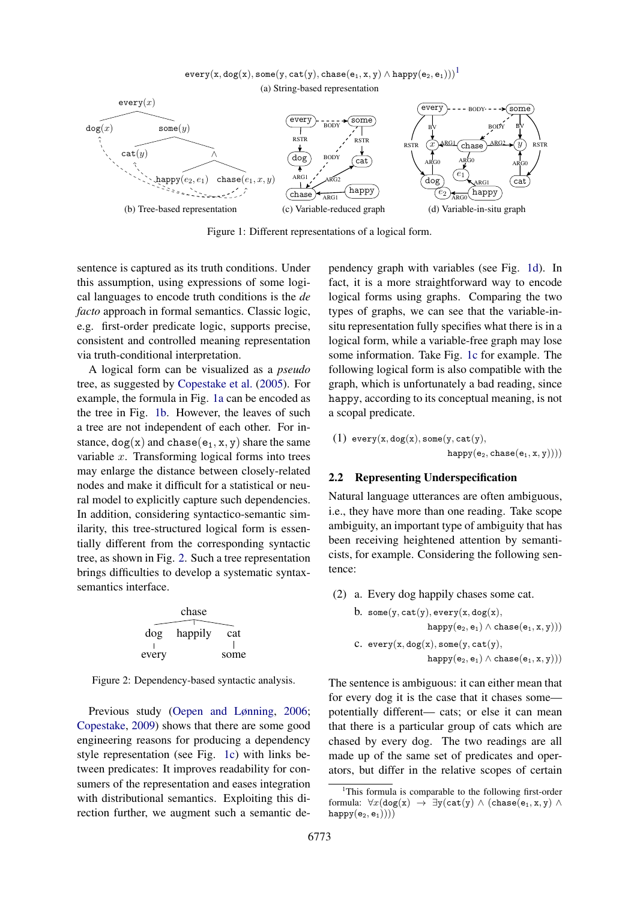every(x, dog(x), some(y, cat(y), chase(e₁, x, y) ∧ happy(e₂, e₁)))[1]

(a) String-based representation

(b) Tree-based representation (c) Variable-reduced graph (d) Variable-in-situ graph

Figure 1: Different representations of a logical form.

sentence is captured as its truth conditions. Under this assumption, using expressions of some logical languages to encode truth conditions is the *de facto* approach in formal semantics. Classic logic, e.g. first-order predicate logic, supports precise, consistent and controlled meaning representation via truth-conditional interpretation.

A logical form can be visualized as a *pseudo* tree, as suggested by Copestake et al. (2005). For example, the formula in Fig. 1a can be encoded as the tree in Fig. 1b. However, the leaves of such a tree are not independent of each other. For instance, $\mathtt{dog(x)}$ and $\mathtt{chase(e_1, x, y)}$ share the same variable $x$. Transforming logical forms into trees may enlarge the distance between closely-related nodes and make it difficult for a statistical or neural model to explicitly capture such dependencies. In addition, considering syntactico-semantic similarity, this tree-structured logical form is essentially different from the corresponding syntactic tree, as shown in Fig. 2. Such a tree representation brings difficulties to develop a systematic syntax-semantics interface.

Figure 2: Dependency-based syntactic analysis.

Previous study (Oepen and Lønning, 2006; Copestake, 2009) shows that there are some good engineering reasons for producing a dependency style representation (see Fig. 1c) with links between predicates: It improves readability for consumers of the representation and eases integration with distributional semantics. Exploiting this direction further, we augment such a semantic dependency graph with variables (see Fig. 1d). In fact, it is a more straightforward way to encode logical forms using graphs. Comparing the two types of graphs, we can see that the variable-in-situ representation fully specifies what there is in a logical form, while a variable-free graph may lose some information. Take Fig. 1c for example. The following logical form is also compatible with the graph, which is unfortunately a bad reading, since happy, according to its conceptual meaning, is not a scopal predicate.

(1) $\mathtt{every(x, dog(x), some(y, cat(y), happy(e_2, chase(e_1, x, y))))}$

## 2.2 Representing Underspecification

Natural language utterances are often ambiguous, i.e., they have more than one reading. Take scope ambiguity, an important type of ambiguity that has been receiving heightened attention by semanticists, for example. Considering the following sentence:

(2) a. Every dog happily chases some cat.

b. $\mathtt{some(y, cat(y), every(x, dog(x), happy(e_2, e_1) \wedge chase(e_1, x, y)))}$

c. $\mathtt{every(x, dog(x), some(y, cat(y), happy(e_2, e_1) \wedge chase(e_1, x, y)))}$

The sentence is ambiguous: it can either mean that for every dog it is the case that it chases some— potentially different— cats; or else it can mean that there is a particular group of cats which are chased by every dog. The two readings are all made up of the same set of predicates and operators, but differ in the relative scopes of certain

[1] This formula is comparable to the following first-order formula: $\forall x(\mathtt{dog(x)} \rightarrow \exists y(\mathtt{cat(y)} \wedge (\mathtt{chase(e_1, x, y)} \wedge \mathtt{happy(e_2, e_1)})))$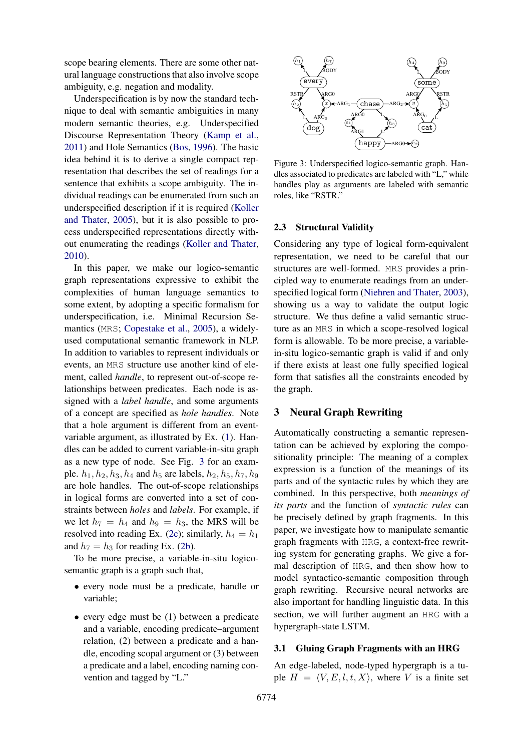scope bearing elements. There are some other natural language constructions that also involve scope ambiguity, e.g. negation and modality.

Underspecification is by now the standard technique to deal with semantic ambiguities in many modern semantic theories, e.g. Underspecified Discourse Representation Theory (Kamp et al., 2011) and Hole Semantics (Bos, 1996). The basic idea behind it is to derive a single compact representation that describes the set of readings for a sentence that exhibits a scope ambiguity. The individual readings can be enumerated from such an underspecified description if it is required (Koller and Thater, 2005), but it is also possible to process underspecified representations directly without enumerating the readings (Koller and Thater, 2010).

In this paper, we make our logico-semantic graph representations expressive to exhibit the complexities of human language semantics to some extent, by adopting a specific formalism for underspecification, i.e. Minimal Recursion Semantics (MRS; Copestake et al., 2005), a widely-used computational semantic framework in NLP. In addition to variables to represent individuals or events, an MRS structure use another kind of element, called *handle*, to represent out-of-scope relationships between predicates. Each node is assigned with a *label handle*, and some arguments of a concept are specified as *hole handles*. Note that a hole argument is different from an event-variable argument, as illustrated by Ex. (1). Handles can be added to current variable-in-situ graph as a new type of node. See Fig. 3 for an example. $h_1, h_2, h_3, h_4$ and $h_5$ are labels, $h_2, h_5, h_7, h_9$ are hole handles. The out-of-scope relationships in logical forms are converted into a set of constraints between *holes* and *labels*. For example, if we let $h_7 = h_4$ and $h_9 = h_3$, the MRS will be resolved into reading Ex. (2c); similarly, $h_4 = h_1$ and $h_7 = h_3$ for reading Ex. (2b).

To be more precise, a variable-in-situ logico-semantic graph is a graph such that,

- every node must be a predicate, handle or variable;
- every edge must be (1) between a predicate and a variable, encoding predicate–argument relation, (2) between a predicate and a handle, encoding scopal argument or (3) between a predicate and a label, encoding naming convention and tagged by "L."

Figure 3: Underspecified logico-semantic graph. Handles associated to predicates are labeled with "L," while handles play as arguments are labeled with semantic roles, like "RSTR."

## 2.3 Structural Validity

Considering any type of logical form-equivalent representation, we need to be careful that our structures are well-formed. MRS provides a principled way to enumerate readings from an underspecified logical form (Niehren and Thater, 2003), showing us a way to validate the output logic structure. We thus define a valid semantic structure as an MRS in which a scope-resolved logical form is allowable. To be more precise, a variable-in-situ logico-semantic graph is valid if and only if there exists at least one fully specified logical form that satisfies all the constraints encoded by the graph.

# 3 Neural Graph Rewriting

Automatically constructing a semantic representation can be achieved by exploring the compositionality principle: The meaning of a complex expression is a function of the meanings of its parts and of the syntactic rules by which they are combined. In this perspective, both *meanings of its parts* and the function of *syntactic rules* can be precisely defined by graph fragments. In this paper, we investigate how to manipulate semantic graph fragments with HRG, a context-free rewriting system for generating graphs. We give a formal description of HRG, and then show how to model syntactico-semantic composition through graph rewriting. Recursive neural networks are also important for handling linguistic data. In this section, we will further augment an HRG with a hypergraph-state LSTM.

## 3.1 Gluing Graph Fragments with an HRG

An edge-labeled, node-typed hypergraph is a tuple $H = \langle V, E, l, t, X \rangle$, where $V$ is a finite set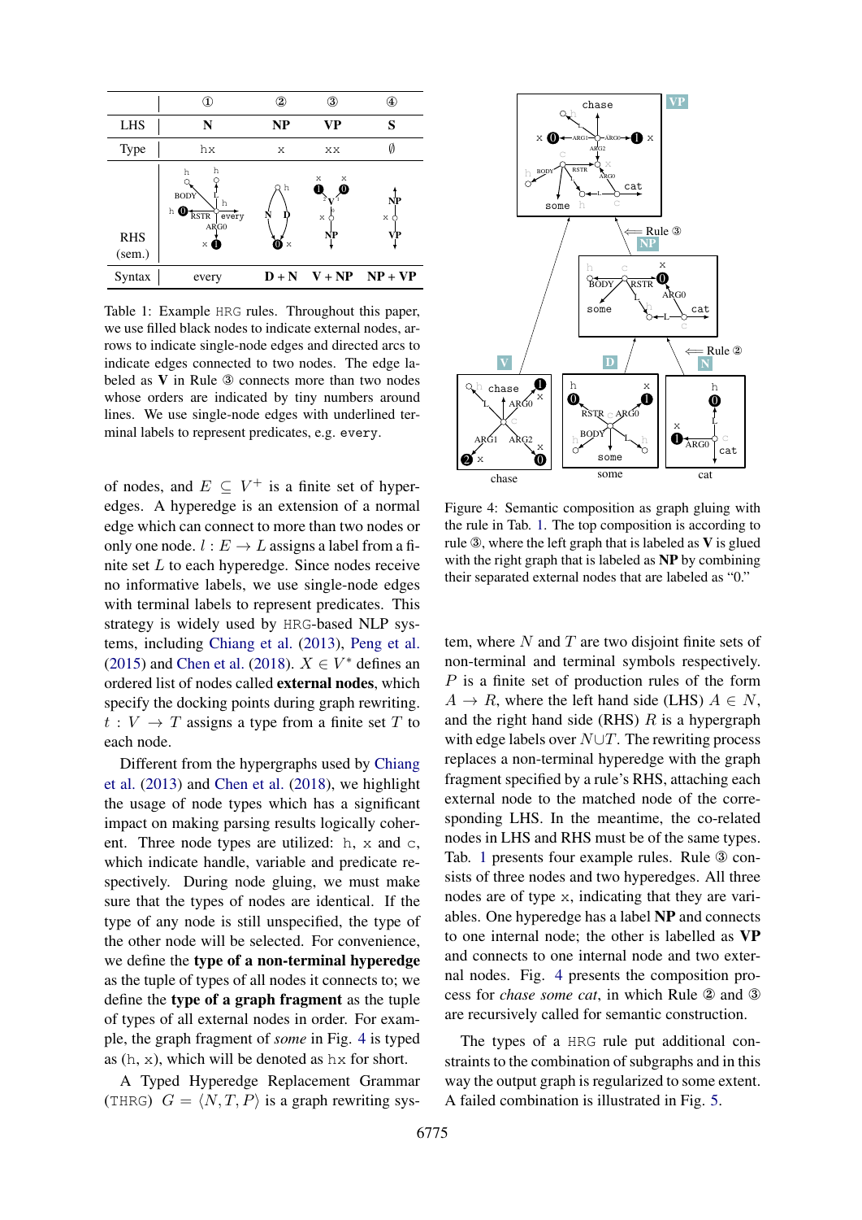| | ① | ② | ③ | ④ |
|---|---|---|---|---|
| LHS | **N** | **NP** | **VP** | **S** |
| Type | hx | x | xx | ∅ |
| RHS (sem.) | | | | |
| Syntax | every | **D** + **N** | **V** + **NP** | **NP** + **VP** |

Table 1: Example HRG rules. Throughout this paper, we use filled black nodes to indicate external nodes, arrows to indicate single-node edges and directed arcs to indicate edges connected to two nodes. The edge labeled as **V** in Rule ③ connects more than two nodes whose orders are indicated by tiny numbers around lines. We use single-node edges with underlined terminal labels to represent predicates, e.g. every.

of nodes, and $E \subseteq V^+$ is a finite set of hyperedges. A hyperedge is an extension of a normal edge which can connect to more than two nodes or only one node. $l : E \to L$ assigns a label from a finite set $L$ to each hyperedge. Since nodes receive no informative labels, we use single-node edges with terminal labels to represent predicates. This strategy is widely used by HRG-based NLP systems, including Chiang et al. (2013), Peng et al. (2015) and Chen et al. (2018). $X \in V^*$ defines an ordered list of nodes called **external nodes**, which specify the docking points during graph rewriting. $t : V \to T$ assigns a type from a finite set $T$ to each node.

Different from the hypergraphs used by Chiang et al. (2013) and Chen et al. (2018), we highlight the usage of node types which has a significant impact on making parsing results logically coherent. Three node types are utilized: h, x and c, which indicate handle, variable and predicate respectively. During node gluing, we must make sure that the types of nodes are identical. If the type of any node is still unspecified, the type of the other node will be selected. For convenience, we define the **type of a non-terminal hyperedge** as the tuple of types of all nodes it connects to; we define the **type of a graph fragment** as the tuple of types of all external nodes in order. For example, the graph fragment of *some* in Fig. 4 is typed as (h, x), which will be denoted as hx for short.

A Typed Hyperedge Replacement Grammar (THRG) $G = \langle N, T, P \rangle$ is a graph rewriting system, where $N$ and $T$ are two disjoint finite sets of non-terminal and terminal symbols respectively. $P$ is a finite set of production rules of the form $A \to R$, where the left hand side (LHS) $A \in N$, and the right hand side (RHS) $R$ is a hypergraph with edge labels over $N \cup T$. The rewriting process replaces a non-terminal hyperedge with the graph fragment specified by a rule's RHS, attaching each external node to the matched node of the corresponding LHS. In the meantime, the co-related nodes in LHS and RHS must be of the same types. Tab. 1 presents four example rules. Rule ③ consists of three nodes and two hyperedges. All three nodes are of type x, indicating that they are variables. One hyperedge has a label **NP** and connects to one internal node; the other is labelled as **VP** and connects to one internal node and two external nodes. Fig. 4 presents the composition process for *chase some cat*, in which Rule ② and ③ are recursively called for semantic construction.

Figure 4: Semantic composition as graph gluing with the rule in Tab. 1. The top composition is according to rule ③, where the left graph that is labeled as **V** is glued with the right graph that is labeled as **NP** by combining their separated external nodes that are labeled as "0."

The types of a HRG rule put additional constraints to the combination of subgraphs and in this way the output graph is regularized to some extent. A failed combination is illustrated in Fig. 5.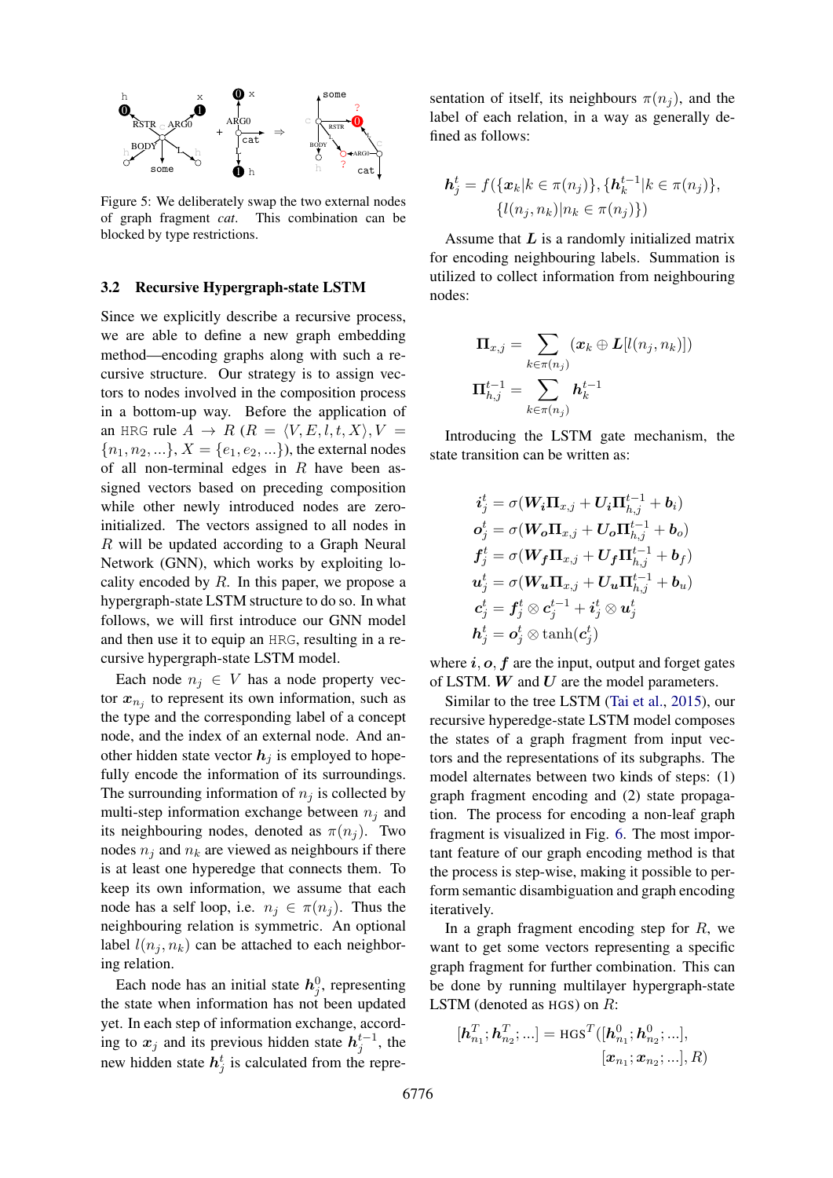Figure 5: We deliberately swap the two external nodes of graph fragment *cat*. This combination can be blocked by type restrictions.

### 3.2 Recursive Hypergraph-state LSTM

Since we explicitly describe a recursive process, we are able to define a new graph embedding method—encoding graphs along with such a recursive structure. Our strategy is to assign vectors to nodes involved in the composition process in a bottom-up way. Before the application of an HRG rule $A \rightarrow R$ ($R = \langle V, E, l, t, X \rangle, V = \{n_1, n_2, ...\}, X = \{e_1, e_2, ...\}$), the external nodes of all non-terminal edges in $R$ have been assigned vectors based on preceding composition while other newly introduced nodes are zero-initialized. The vectors assigned to all nodes in $R$ will be updated according to a Graph Neural Network (GNN), which works by exploiting locality encoded by $R$. In this paper, we propose a hypergraph-state LSTM structure to do so. In what follows, we will first introduce our GNN model and then use it to equip an HRG, resulting in a recursive hypergraph-state LSTM model.

Each node $n_j \in V$ has a node property vector $\boldsymbol{x}_{n_j}$ to represent its own information, such as the type and the corresponding label of a concept node, and the index of an external node. And another hidden state vector $\boldsymbol{h}_j$ is employed to hopefully encode the information of its surroundings. The surrounding information of $n_j$ is collected by multi-step information exchange between $n_j$ and its neighbouring nodes, denoted as $\pi(n_j)$. Two nodes $n_j$ and $n_k$ are viewed as neighbours if there is at least one hyperedge that connects them. To keep its own information, we assume that each node has a self loop, i.e. $n_j \in \pi(n_j)$. Thus the neighbouring relation is symmetric. An optional label $l(n_j, n_k)$ can be attached to each neighboring relation.

Each node has an initial state $\boldsymbol{h}_j^0$, representing the state when information has not been updated yet. In each step of information exchange, according to $\boldsymbol{x}_j$ and its previous hidden state $\boldsymbol{h}_j^{t-1}$, the new hidden state $\boldsymbol{h}_j^t$ is calculated from the representation of itself, its neighbours $\pi(n_j)$, and the label of each relation, in a way as generally defined as follows:

$$\boldsymbol{h}_j^t = f(\{\boldsymbol{x}_k | k \in \pi(n_j)\}, \{\boldsymbol{h}_k^{t-1} | k \in \pi(n_j)\}, \{l(n_j, n_k) | n_k \in \pi(n_j)\})$$

Assume that $\boldsymbol{L}$ is a randomly initialized matrix for encoding neighbouring labels. Summation is utilized to collect information from neighbouring nodes:

$$\boldsymbol{\Pi}_{x,j} = \sum_{k \in \pi(n_j)} (\boldsymbol{x}_k \oplus \boldsymbol{L}[l(n_j, n_k)])$$

$$\boldsymbol{\Pi}_{h,j}^{t-1} = \sum_{k \in \pi(n_j)} \boldsymbol{h}_k^{t-1}$$

Introducing the LSTM gate mechanism, the state transition can be written as:

$$\begin{aligned}
\boldsymbol{i}_j^t &= \sigma(\boldsymbol{W_i}\boldsymbol{\Pi}_{x,j} + \boldsymbol{U_i}\boldsymbol{\Pi}_{h,j}^{t-1} + \boldsymbol{b}_i) \\
\boldsymbol{o}_j^t &= \sigma(\boldsymbol{W_o}\boldsymbol{\Pi}_{x,j} + \boldsymbol{U_o}\boldsymbol{\Pi}_{h,j}^{t-1} + \boldsymbol{b}_o) \\
\boldsymbol{f}_j^t &= \sigma(\boldsymbol{W_f}\boldsymbol{\Pi}_{x,j} + \boldsymbol{U_f}\boldsymbol{\Pi}_{h,j}^{t-1} + \boldsymbol{b}_f) \\
\boldsymbol{u}_j^t &= \sigma(\boldsymbol{W_u}\boldsymbol{\Pi}_{x,j} + \boldsymbol{U_u}\boldsymbol{\Pi}_{h,j}^{t-1} + \boldsymbol{b}_u) \\
\boldsymbol{c}_j^t &= \boldsymbol{f}_j^t \otimes \boldsymbol{c}_j^{t-1} + \boldsymbol{i}_j^t \otimes \boldsymbol{u}_j^t \\
\boldsymbol{h}_j^t &= \boldsymbol{o}_j^t \otimes \tanh(\boldsymbol{c}_j^t)
\end{aligned}$$

where $\boldsymbol{i}, \boldsymbol{o}, \boldsymbol{f}$ are the input, output and forget gates of LSTM. $\boldsymbol{W}$ and $\boldsymbol{U}$ are the model parameters.

Similar to the tree LSTM (Tai et al., 2015), our recursive hyperedge-state LSTM model composes the states of a graph fragment from input vectors and the representations of its subgraphs. The model alternates between two kinds of steps: (1) graph fragment encoding and (2) state propagation. The process for encoding a non-leaf graph fragment is visualized in Fig. 6. The most important feature of our graph encoding method is that the process is step-wise, making it possible to perform semantic disambiguation and graph encoding iteratively.

In a graph fragment encoding step for $R$, we want to get some vectors representing a specific graph fragment for further combination. This can be done by running multilayer hypergraph-state LSTM (denoted as HGS) on $R$:

$$[\boldsymbol{h}_{n_1}^T; \boldsymbol{h}_{n_2}^T; ...] = \text{HGS}^T([\boldsymbol{h}_{n_1}^0; \boldsymbol{h}_{n_2}^0; ...], [\boldsymbol{x}_{n_1}; \boldsymbol{x}_{n_2}; ...], R)$$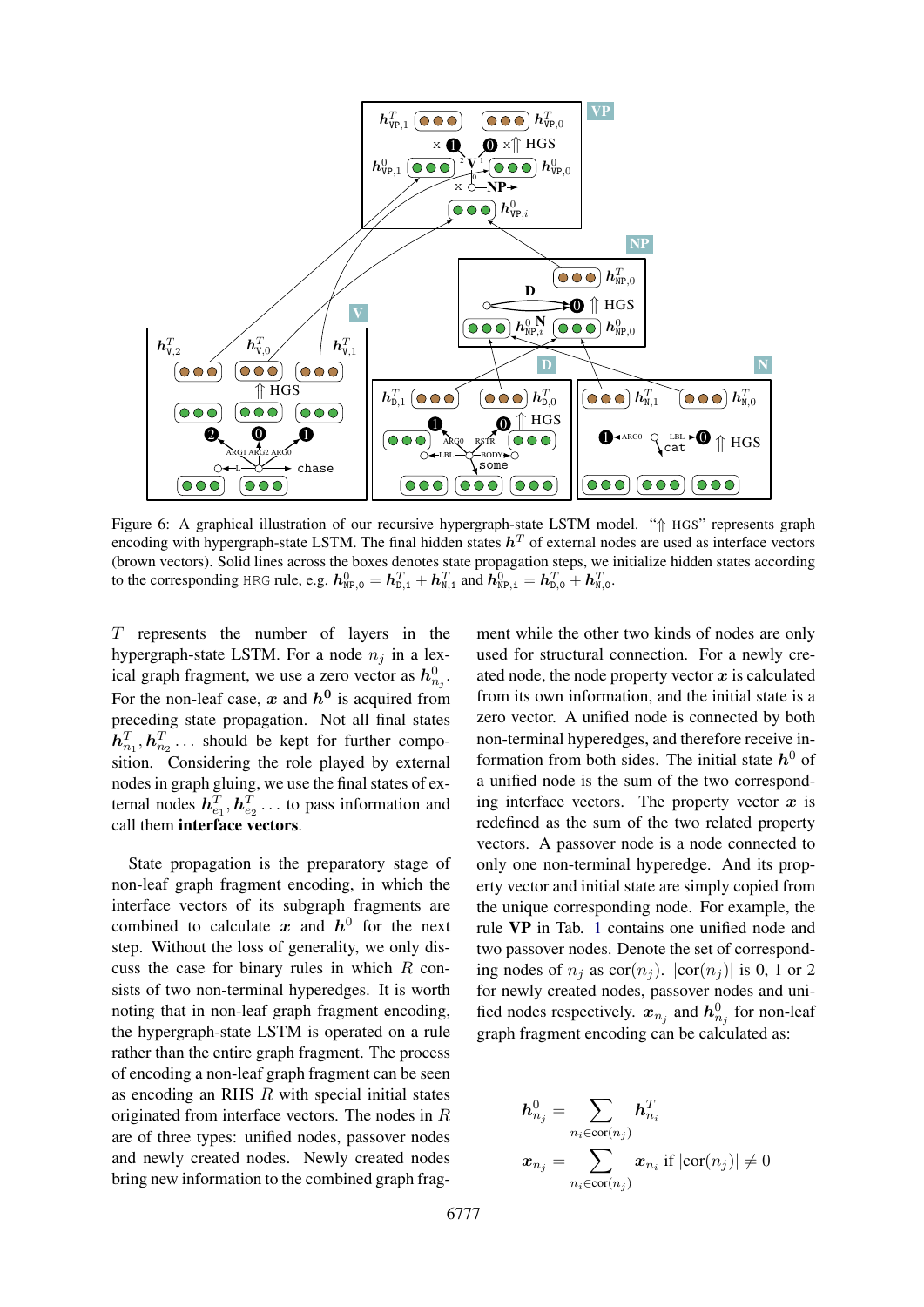Figure 6: A graphical illustration of our recursive hypergraph-state LSTM model. "⇑ HGS" represents graph encoding with hypergraph-state LSTM. The final hidden states $\boldsymbol{h}^T$ of external nodes are used as interface vectors (brown vectors). Solid lines across the boxes denotes state propagation steps, we initialize hidden states according to the corresponding HRG rule, e.g. $\boldsymbol{h}^0_{\mathtt{NP},0} = \boldsymbol{h}^T_{\mathtt{D},1} + \boldsymbol{h}^T_{\mathtt{N},1}$ and $\boldsymbol{h}^0_{\mathtt{NP},i} = \boldsymbol{h}^T_{\mathtt{D},0} + \boldsymbol{h}^T_{\mathtt{N},0}$.

$T$ represents the number of layers in the hypergraph-state LSTM. For a node $n_j$ in a lexical graph fragment, we use a zero vector as $\boldsymbol{h}^0_{n_j}$. For the non-leaf case, $\boldsymbol{x}$ and $\boldsymbol{h}^0$ is acquired from preceding state propagation. Not all final states $\boldsymbol{h}^T_{n_1}, \boldsymbol{h}^T_{n_2} \dots$ should be kept for further composition. Considering the role played by external nodes in graph gluing, we use the final states of external nodes $\boldsymbol{h}^T_{e_1}, \boldsymbol{h}^T_{e_2} \dots$ to pass information and call them **interface vectors**.

State propagation is the preparatory stage of non-leaf graph fragment encoding, in which the interface vectors of its subgraph fragments are combined to calculate $\boldsymbol{x}$ and $\boldsymbol{h}^0$ for the next step. Without the loss of generality, we only discuss the case for binary rules in which $R$ consists of two non-terminal hyperedges. It is worth noting that in non-leaf graph fragment encoding, the hypergraph-state LSTM is operated on a rule rather than the entire graph fragment. The process of encoding a non-leaf graph fragment can be seen as encoding an RHS $R$ with special initial states originated from interface vectors. The nodes in $R$ are of three types: unified nodes, passover nodes and newly created nodes. Newly created nodes bring new information to the combined graph fragment while the other two kinds of nodes are only used for structural connection. For a newly created node, the node property vector $\boldsymbol{x}$ is calculated from its own information, and the initial state is a zero vector. A unified node is connected by both non-terminal hyperedges, and therefore receive information from both sides. The initial state $\boldsymbol{h}^0$ of a unified node is the sum of the two corresponding interface vectors. The property vector $\boldsymbol{x}$ is redefined as the sum of the two related property vectors. A passover node is a node connected to only one non-terminal hyperedge. And its property vector and initial state are simply copied from the unique corresponding node. For example, the rule **VP** in Tab. 1 contains one unified node and two passover nodes. Denote the set of corresponding nodes of $n_j$ as $\text{cor}(n_j)$. $|\text{cor}(n_j)|$ is 0, 1 or 2 for newly created nodes, passover nodes and unified nodes respectively. $\boldsymbol{x}_{n_j}$ and $\boldsymbol{h}^0_{n_j}$ for non-leaf graph fragment encoding can be calculated as:

$$
\begin{aligned}
\boldsymbol{h}^0_{n_j} &= \sum_{n_i \in \text{cor}(n_j)} \boldsymbol{h}^T_{n_i} \\
\boldsymbol{x}_{n_j} &= \sum_{n_i \in \text{cor}(n_j)} \boldsymbol{x}_{n_i} \ \text{if } |\text{cor}(n_j)| \neq 0
\end{aligned}
$$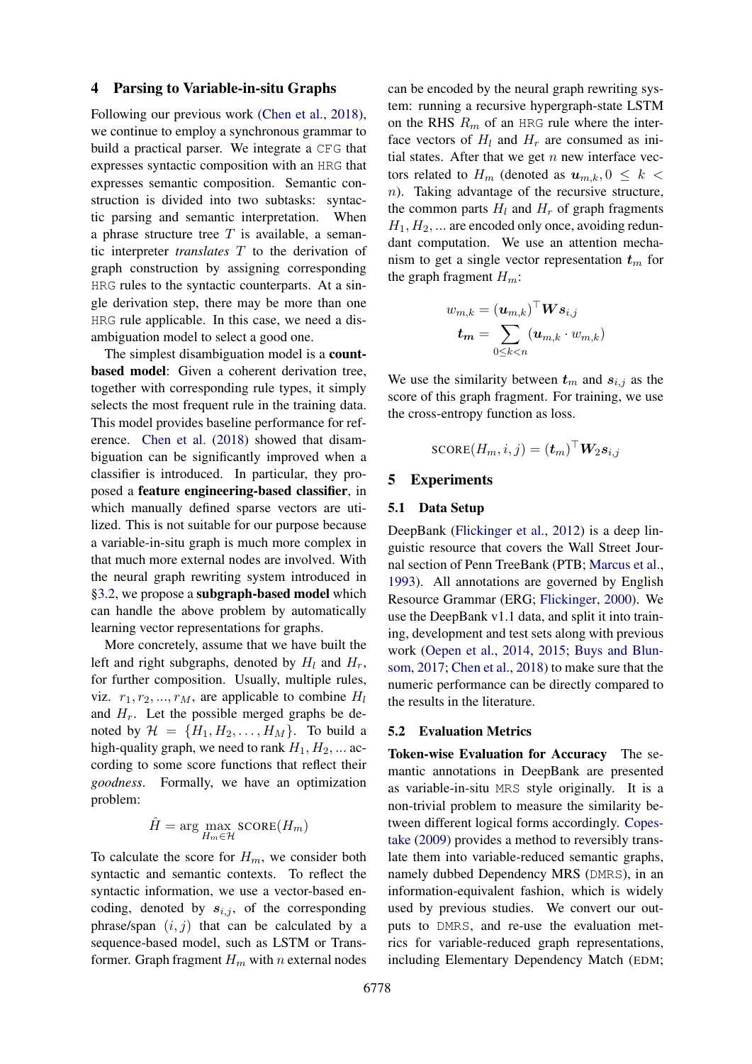## 4 Parsing to Variable-in-situ Graphs

Following our previous work (Chen et al., 2018), we continue to employ a synchronous grammar to build a practical parser. We integrate a CFG that expresses syntactic composition with an HRG that expresses semantic composition. Semantic construction is divided into two subtasks: syntactic parsing and semantic interpretation. When a phrase structure tree $T$ is available, a semantic interpreter *translates* $T$ to the derivation of graph construction by assigning corresponding HRG rules to the syntactic counterparts. At a single derivation step, there may be more than one HRG rule applicable. In this case, we need a disambiguation model to select a good one.

The simplest disambiguation model is a **count-based model**: Given a coherent derivation tree, together with corresponding rule types, it simply selects the most frequent rule in the training data. This model provides baseline performance for reference. Chen et al. (2018) showed that disambiguation can be significantly improved when a classifier is introduced. In particular, they proposed a **feature engineering-based classifier**, in which manually defined sparse vectors are utilized. This is not suitable for our purpose because a variable-in-situ graph is much more complex in that much more external nodes are involved. With the neural graph rewriting system introduced in §3.2, we propose a **subgraph-based model** which can handle the above problem by automatically learning vector representations for graphs.

More concretely, assume that we have built the left and right subgraphs, denoted by $H_l$ and $H_r$, for further composition. Usually, multiple rules, viz. $r_1, r_2, ..., r_M$, are applicable to combine $H_l$ and $H_r$. Let the possible merged graphs be denoted by $\mathcal{H} = \{H_1, H_2, \dots, H_M\}$. To build a high-quality graph, we need to rank $H_1, H_2, ...$ according to some score functions that reflect their *goodness*. Formally, we have an optimization problem:

$$\hat{H} = \arg\max_{H_m \in \mathcal{H}} \text{SCORE}(H_m)$$

To calculate the score for $H_m$, we consider both syntactic and semantic contexts. To reflect the syntactic information, we use a vector-based encoding, denoted by $\boldsymbol{s}_{i,j}$, of the corresponding phrase/span $(i, j)$ that can be calculated by a sequence-based model, such as LSTM or Transformer. Graph fragment $H_m$ with $n$ external nodes can be encoded by the neural graph rewriting system: running a recursive hypergraph-state LSTM on the RHS $R_m$ of an HRG rule where the interface vectors of $H_l$ and $H_r$ are consumed as initial states. After that we get $n$ new interface vectors related to $H_m$ (denoted as $\boldsymbol{u}_{m,k}, 0 \leq k < n$). Taking advantage of the recursive structure, the common parts $H_l$ and $H_r$ of graph fragments $H_1, H_2, ...$ are encoded only once, avoiding redundant computation. We use an attention mechanism to get a single vector representation $\boldsymbol{t}_m$ for the graph fragment $H_m$:

$$w_{m,k} = (\boldsymbol{u}_{m,k})^\top \boldsymbol{W} \boldsymbol{s}_{i,j}$$
$$\boldsymbol{t_m} = \sum_{0 \leq k < n} (\boldsymbol{u}_{m,k} \cdot w_{m,k})$$

We use the similarity between $\boldsymbol{t}_m$ and $\boldsymbol{s}_{i,j}$ as the score of this graph fragment. For training, we use the cross-entropy function as loss.

$$\text{SCORE}(H_m, i, j) = (\boldsymbol{t}_m)^\top \boldsymbol{W}_2 \boldsymbol{s}_{i,j}$$

## 5 Experiments

### 5.1 Data Setup

DeepBank (Flickinger et al., 2012) is a deep linguistic resource that covers the Wall Street Journal section of Penn TreeBank (PTB; Marcus et al., 1993). All annotations are governed by English Resource Grammar (ERG; Flickinger, 2000). We use the DeepBank v1.1 data, and split it into training, development and test sets along with previous work (Oepen et al., 2014, 2015; Buys and Blunsom, 2017; Chen et al., 2018) to make sure that the numeric performance can be directly compared to the results in the literature.

### 5.2 Evaluation Metrics

**Token-wise Evaluation for Accuracy** The semantic annotations in DeepBank are presented as variable-in-situ MRS style originally. It is a non-trivial problem to measure the similarity between different logical forms accordingly. Copestake (2009) provides a method to reversibly translate them into variable-reduced semantic graphs, namely dubbed Dependency MRS (DMRS), in an information-equivalent fashion, which is widely used by previous studies. We convert our outputs to DMRS, and re-use the evaluation metrics for variable-reduced graph representations, including Elementary Dependency Match (EDM;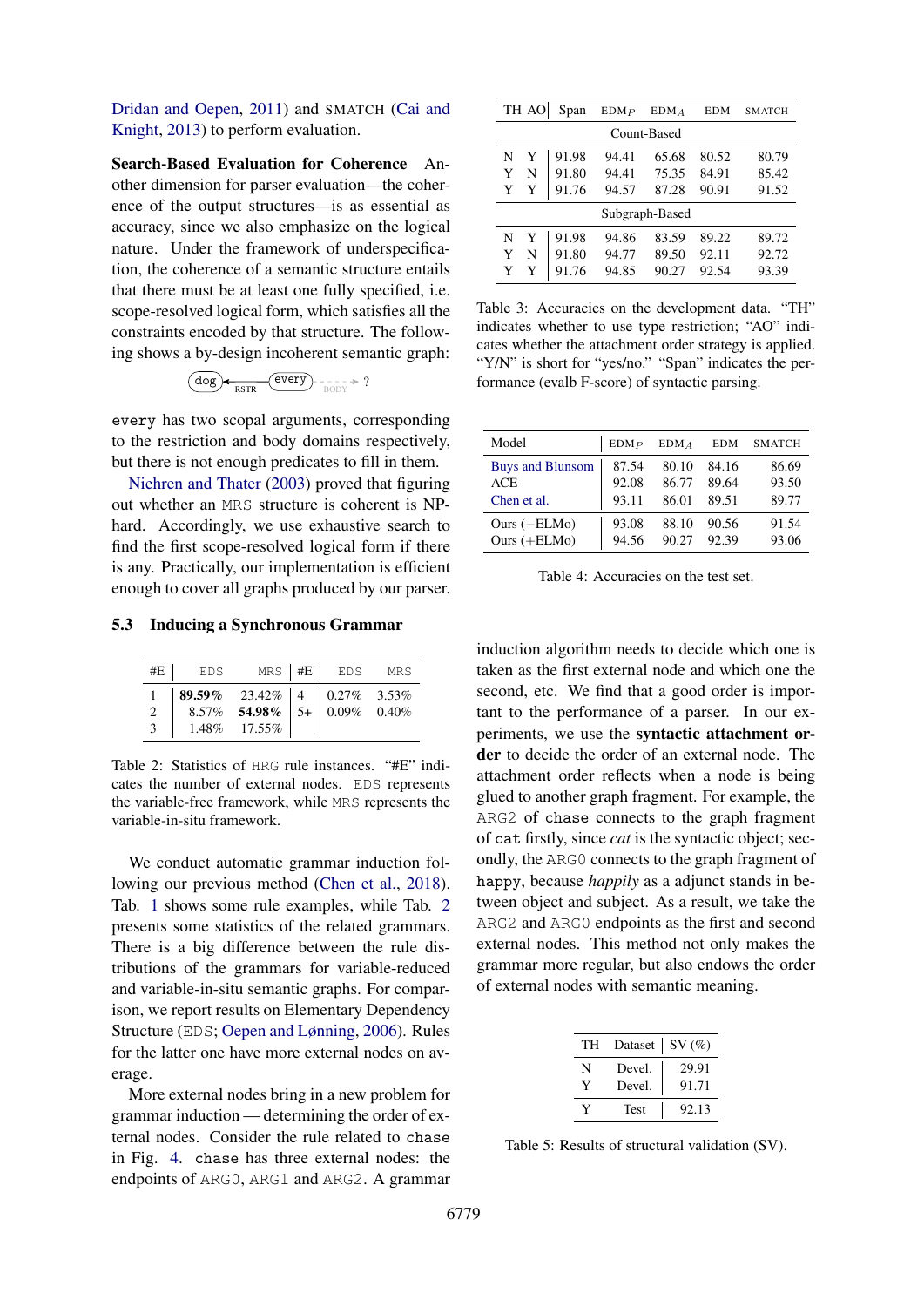Dridan and Oepen, 2011) and SMATCH (Cai and Knight, 2013) to perform evaluation.

**Search-Based Evaluation for Coherence** Another dimension for parser evaluation—the coherence of the output structures—is as essential as accuracy, since we also emphasize on the logical nature. Under the framework of underspecification, the coherence of a semantic structure entails that there must be at least one fully specified, i.e. scope-resolved logical form, which satisfies all the constraints encoded by that structure. The following shows a by-design incoherent semantic graph:

dog ←RSTR— every - - BODY - -> ?

every has two scopal arguments, corresponding to the restriction and body domains respectively, but there is not enough predicates to fill in them. Niehren and Thater (2003) proved that figuring out whether an MRS structure is coherent is NP-hard. Accordingly, we use exhaustive search to find the first scope-resolved logical form if there is any. Practically, our implementation is efficient enough to cover all graphs produced by our parser.

### 5.3 Inducing a Synchronous Grammar

| #E | EDS | MRS | #E | EDS | MRS |
|---|---|---|---|---|---|
| 1 | **89.59%** | 23.42% | 4 | 0.27% | 3.53% |
| 2 | 8.57% | **54.98%** | 5+ | 0.09% | 0.40% |
| 3 | 1.48% | 17.55% | | | |

Table 2: Statistics of HRG rule instances. "#E" indicates the number of external nodes. EDS represents the variable-free framework, while MRS represents the variable-in-situ framework.

We conduct automatic grammar induction following our previous method (Chen et al., 2018). Tab. 1 shows some rule examples, while Tab. 2 presents some statistics of the related grammars. There is a big difference between the rule distributions of the grammars for variable-reduced and variable-in-situ semantic graphs. For comparison, we report results on Elementary Dependency Structure (EDS; Oepen and Lønning, 2006). Rules for the latter one have more external nodes on average.

More external nodes bring in a new problem for grammar induction — determining the order of external nodes. Consider the rule related to chase in Fig. 4. chase has three external nodes: the endpoints of ARG0, ARG1 and ARG2. A grammar induction algorithm needs to decide which one is taken as the first external node and which one the second, etc. We find that a good order is important to the performance of a parser. In our experiments, we use the **syntactic attachment order** to decide the order of an external node. The attachment order reflects when a node is being glued to another graph fragment. For example, the ARG2 of chase connects to the graph fragment of cat firstly, since *cat* is the syntactic object; secondly, the ARG0 connects to the graph fragment of happy, because *happily* as a adjunct stands in between object and subject. As a result, we take the ARG2 and ARG0 endpoints as the first and second external nodes. This method not only makes the grammar more regular, but also endows the order of external nodes with semantic meaning.

| TH | AO | Span | EDM$_P$ | EDM$_A$ | EDM | SMATCH |
|---|---|---|---|---|---|---|
| Count-Based | | | | | | |
| N | Y | 91.98 | 94.41 | 65.68 | 80.52 | 80.79 |
| Y | N | 91.80 | 94.41 | 75.35 | 84.91 | 85.42 |
| Y | Y | 91.76 | 94.57 | 87.28 | 90.91 | 91.52 |
| Subgraph-Based | | | | | | |
| N | Y | 91.98 | 94.86 | 83.59 | 89.22 | 89.72 |
| Y | N | 91.80 | 94.77 | 89.50 | 92.11 | 92.72 |
| Y | Y | 91.76 | 94.85 | 90.27 | 92.54 | 93.39 |

Table 3: Accuracies on the development data. "TH" indicates whether to use type restriction; "AO" indicates whether the attachment order strategy is applied. "Y/N" is short for "yes/no." "Span" indicates the performance (evalb F-score) of syntactic parsing.

| Model | EDM$_P$ | EDM$_A$ | EDM | SMATCH |
|---|---|---|---|---|
| Buys and Blunsom | 87.54 | 80.10 | 84.16 | 86.69 |
| ACE | 92.08 | 86.77 | 89.64 | 93.50 |
| Chen et al. | 93.11 | 86.01 | 89.51 | 89.77 |
| Ours (−ELMo) | 93.08 | 88.10 | 90.56 | 91.54 |
| Ours (+ELMo) | 94.56 | 90.27 | 92.39 | 93.06 |

Table 4: Accuracies on the test set.

| TH | Dataset | SV (%) |
|---|---|---|
| N | Devel. | 29.91 |
| Y | Devel. | 91.71 |
| Y | Test | 92.13 |

Table 5: Results of structural validation (SV).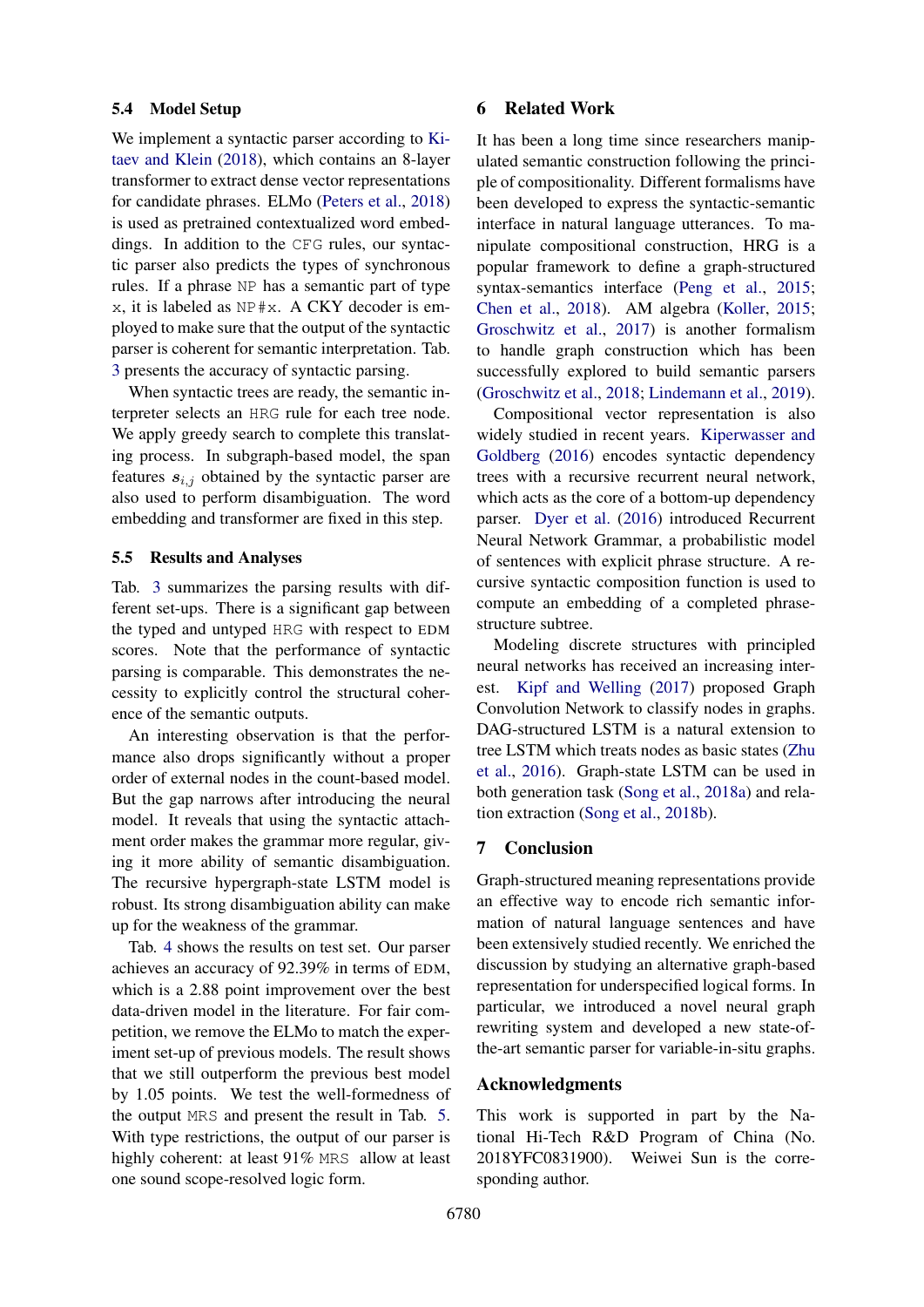### 5.4 Model Setup

We implement a syntactic parser according to Kitaev and Klein (2018), which contains an 8-layer transformer to extract dense vector representations for candidate phrases. ELMo (Peters et al., 2018) is used as pretrained contextualized word embeddings. In addition to the CFG rules, our syntactic parser also predicts the types of synchronous rules. If a phrase NP has a semantic part of type x, it is labeled as NP#x. A CKY decoder is employed to make sure that the output of the syntactic parser is coherent for semantic interpretation. Tab. 3 presents the accuracy of syntactic parsing.

When syntactic trees are ready, the semantic interpreter selects an HRG rule for each tree node. We apply greedy search to complete this translating process. In subgraph-based model, the span features $s_{i,j}$ obtained by the syntactic parser are also used to perform disambiguation. The word embedding and transformer are fixed in this step.

### 5.5 Results and Analyses

Tab. 3 summarizes the parsing results with different set-ups. There is a significant gap between the typed and untyped HRG with respect to EDM scores. Note that the performance of syntactic parsing is comparable. This demonstrates the necessity to explicitly control the structural coherence of the semantic outputs.

An interesting observation is that the performance also drops significantly without a proper order of external nodes in the count-based model. But the gap narrows after introducing the neural model. It reveals that using the syntactic attachment order makes the grammar more regular, giving it more ability of semantic disambiguation. The recursive hypergraph-state LSTM model is robust. Its strong disambiguation ability can make up for the weakness of the grammar.

Tab. 4 shows the results on test set. Our parser achieves an accuracy of 92.39% in terms of EDM, which is a 2.88 point improvement over the best data-driven model in the literature. For fair competition, we remove the ELMo to match the experiment set-up of previous models. The result shows that we still outperform the previous best model by 1.05 points. We test the well-formedness of the output MRS and present the result in Tab. 5. With type restrictions, the output of our parser is highly coherent: at least 91% MRS allow at least one sound scope-resolved logic form.

## 6 Related Work

It has been a long time since researchers manipulated semantic construction following the principle of compositionality. Different formalisms have been developed to express the syntactic-semantic interface in natural language utterances. To manipulate compositional construction, HRG is a popular framework to define a graph-structured syntax-semantics interface (Peng et al., 2015; Chen et al., 2018). AM algebra (Koller, 2015; Groschwitz et al., 2017) is another formalism to handle graph construction which has been successfully explored to build semantic parsers (Groschwitz et al., 2018; Lindemann et al., 2019).

Compositional vector representation is also widely studied in recent years. Kiperwasser and Goldberg (2016) encodes syntactic dependency trees with a recursive recurrent neural network, which acts as the core of a bottom-up dependency parser. Dyer et al. (2016) introduced Recurrent Neural Network Grammar, a probabilistic model of sentences with explicit phrase structure. A recursive syntactic composition function is used to compute an embedding of a completed phrase-structure subtree.

Modeling discrete structures with principled neural networks has received an increasing interest. Kipf and Welling (2017) proposed Graph Convolution Network to classify nodes in graphs. DAG-structured LSTM is a natural extension to tree LSTM which treats nodes as basic states (Zhu et al., 2016). Graph-state LSTM can be used in both generation task (Song et al., 2018a) and relation extraction (Song et al., 2018b).

## 7 Conclusion

Graph-structured meaning representations provide an effective way to encode rich semantic information of natural language sentences and have been extensively studied recently. We enriched the discussion by studying an alternative graph-based representation for underspecified logical forms. In particular, we introduced a novel graph rewriting system and developed a new state-of-the-art semantic parser for variable-in-situ graphs.

## Acknowledgments

This work is supported in part by the National Hi-Tech R&D Program of China (No. 2018YFC0831900). Weiwei Sun is the corresponding author.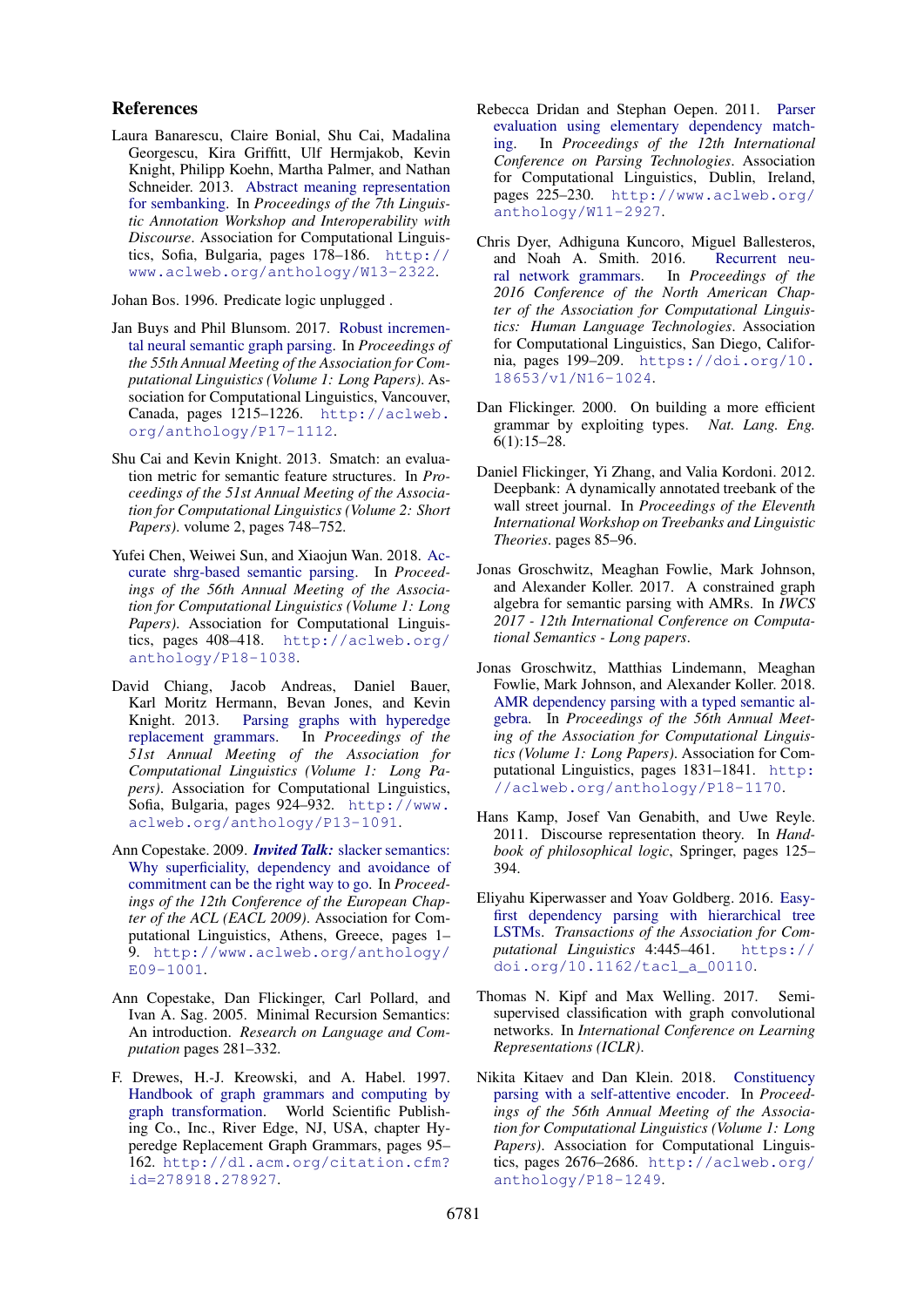## References

Laura Banarescu, Claire Bonial, Shu Cai, Madalina Georgescu, Kira Griffitt, Ulf Hermjakob, Kevin Knight, Philipp Koehn, Martha Palmer, and Nathan Schneider. 2013. Abstract meaning representation for sembanking. In *Proceedings of the 7th Linguistic Annotation Workshop and Interoperability with Discourse*. Association for Computational Linguistics, Sofia, Bulgaria, pages 178–186. http://www.aclweb.org/anthology/W13-2322.

Johan Bos. 1996. Predicate logic unplugged .

Jan Buys and Phil Blunsom. 2017. Robust incremental neural semantic graph parsing. In *Proceedings of the 55th Annual Meeting of the Association for Computational Linguistics (Volume 1: Long Papers)*. Association for Computational Linguistics, Vancouver, Canada, pages 1215–1226. http://aclweb.org/anthology/P17-1112.

Shu Cai and Kevin Knight. 2013. Smatch: an evaluation metric for semantic feature structures. In *Proceedings of the 51st Annual Meeting of the Association for Computational Linguistics (Volume 2: Short Papers)*. volume 2, pages 748–752.

Yufei Chen, Weiwei Sun, and Xiaojun Wan. 2018. Accurate shrg-based semantic parsing. In *Proceedings of the 56th Annual Meeting of the Association for Computational Linguistics (Volume 1: Long Papers)*. Association for Computational Linguistics, pages 408–418. http://aclweb.org/anthology/P18-1038.

David Chiang, Jacob Andreas, Daniel Bauer, Karl Moritz Hermann, Bevan Jones, and Kevin Knight. 2013. Parsing graphs with hyperedge replacement grammars. In *Proceedings of the 51st Annual Meeting of the Association for Computational Linguistics (Volume 1: Long Papers)*. Association for Computational Linguistics, Sofia, Bulgaria, pages 924–932. http://www.aclweb.org/anthology/P13-1091.

Ann Copestake. 2009. ***Invited Talk:*** slacker semantics: Why superficiality, dependency and avoidance of commitment can be the right way to go. In *Proceedings of the 12th Conference of the European Chapter of the ACL (EACL 2009)*. Association for Computational Linguistics, Athens, Greece, pages 1–9. http://www.aclweb.org/anthology/E09-1001.

Ann Copestake, Dan Flickinger, Carl Pollard, and Ivan A. Sag. 2005. Minimal Recursion Semantics: An introduction. *Research on Language and Computation* pages 281–332.

F. Drewes, H.-J. Kreowski, and A. Habel. 1997. Handbook of graph grammars and computing by graph transformation. World Scientific Publishing Co., Inc., River Edge, NJ, USA, chapter Hyperedge Replacement Graph Grammars, pages 95–162. http://dl.acm.org/citation.cfm?id=278918.278927.

Rebecca Dridan and Stephan Oepen. 2011. Parser evaluation using elementary dependency matching. In *Proceedings of the 12th International Conference on Parsing Technologies*. Association for Computational Linguistics, Dublin, Ireland, pages 225–230. http://www.aclweb.org/anthology/W11-2927.

Chris Dyer, Adhiguna Kuncoro, Miguel Ballesteros, and Noah A. Smith. 2016. Recurrent neural network grammars. In *Proceedings of the 2016 Conference of the North American Chapter of the Association for Computational Linguistics: Human Language Technologies*. Association for Computational Linguistics, San Diego, California, pages 199–209. https://doi.org/10.18653/v1/N16-1024.

Dan Flickinger. 2000. On building a more efficient grammar by exploiting types. *Nat. Lang. Eng.* 6(1):15–28.

Daniel Flickinger, Yi Zhang, and Valia Kordoni. 2012. Deepbank: A dynamically annotated treebank of the wall street journal. In *Proceedings of the Eleventh International Workshop on Treebanks and Linguistic Theories*. pages 85–96.

Jonas Groschwitz, Meaghan Fowlie, Mark Johnson, and Alexander Koller. 2017. A constrained graph algebra for semantic parsing with AMRs. In *IWCS 2017 - 12th International Conference on Computational Semantics - Long papers*.

Jonas Groschwitz, Matthias Lindemann, Meaghan Fowlie, Mark Johnson, and Alexander Koller. 2018. AMR dependency parsing with a typed semantic algebra. In *Proceedings of the 56th Annual Meeting of the Association for Computational Linguistics (Volume 1: Long Papers)*. Association for Computational Linguistics, pages 1831–1841. http://aclweb.org/anthology/P18-1170.

Hans Kamp, Josef Van Genabith, and Uwe Reyle. 2011. Discourse representation theory. In *Handbook of philosophical logic*, Springer, pages 125–394.

Eliyahu Kiperwasser and Yoav Goldberg. 2016. Easy-first dependency parsing with hierarchical tree LSTMs. *Transactions of the Association for Computational Linguistics* 4:445–461. https://doi.org/10.1162/tacl_a_00110.

Thomas N. Kipf and Max Welling. 2017. Semi-supervised classification with graph convolutional networks. In *International Conference on Learning Representations (ICLR)*.

Nikita Kitaev and Dan Klein. 2018. Constituency parsing with a self-attentive encoder. In *Proceedings of the 56th Annual Meeting of the Association for Computational Linguistics (Volume 1: Long Papers)*. Association for Computational Linguistics, pages 2676–2686. http://aclweb.org/anthology/P18-1249.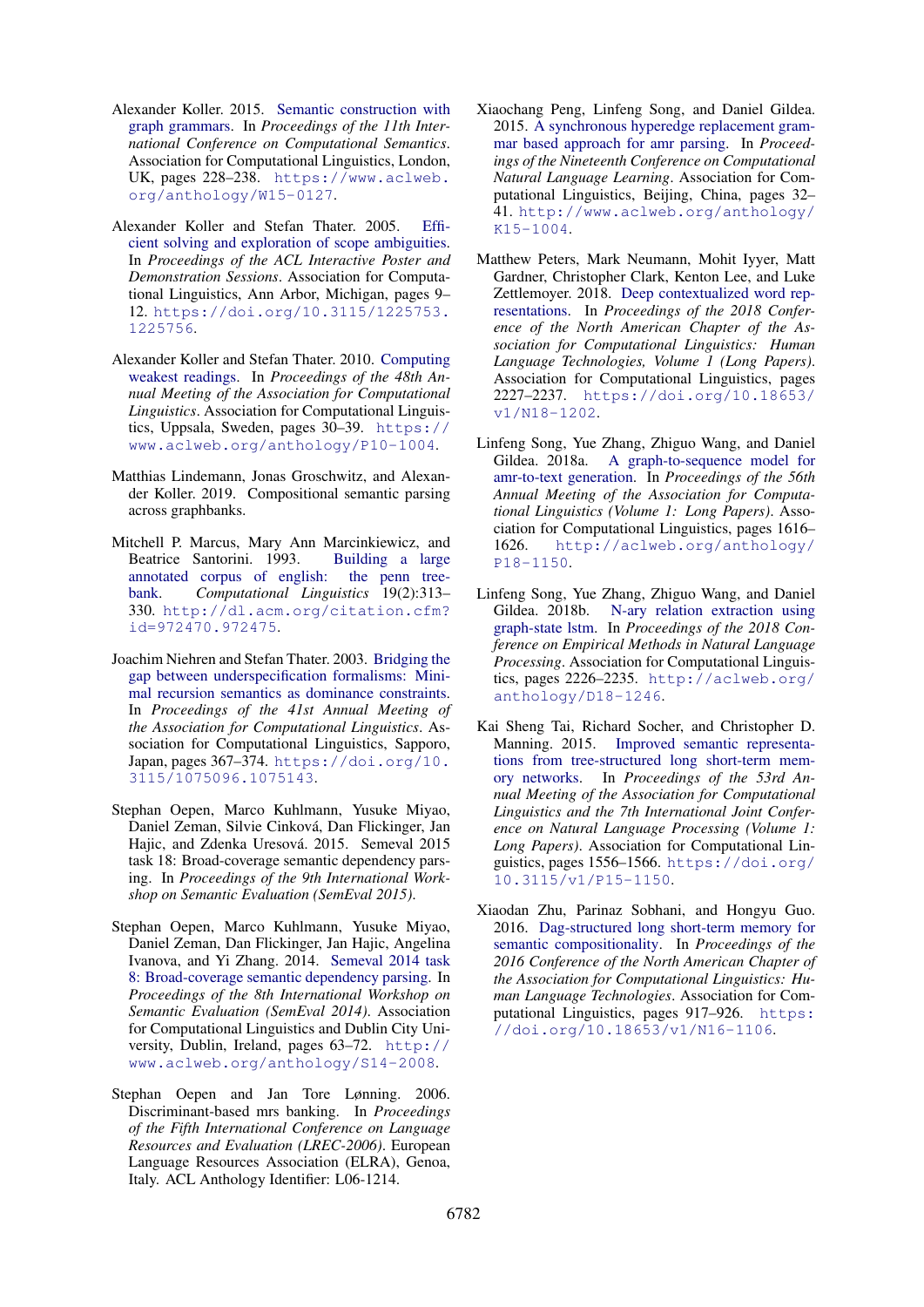Alexander Koller. 2015. Semantic construction with graph grammars. In *Proceedings of the 11th International Conference on Computational Semantics*. Association for Computational Linguistics, London, UK, pages 228–238. https://www.aclweb.org/anthology/W15-0127.

Alexander Koller and Stefan Thater. 2005. Efficient solving and exploration of scope ambiguities. In *Proceedings of the ACL Interactive Poster and Demonstration Sessions*. Association for Computational Linguistics, Ann Arbor, Michigan, pages 9–12. https://doi.org/10.3115/1225753.1225756.

Alexander Koller and Stefan Thater. 2010. Computing weakest readings. In *Proceedings of the 48th Annual Meeting of the Association for Computational Linguistics*. Association for Computational Linguistics, Uppsala, Sweden, pages 30–39. https://www.aclweb.org/anthology/P10-1004.

Matthias Lindemann, Jonas Groschwitz, and Alexander Koller. 2019. Compositional semantic parsing across graphbanks.

Mitchell P. Marcus, Mary Ann Marcinkiewicz, and Beatrice Santorini. 1993. Building a large annotated corpus of english: the penn treebank. *Computational Linguistics* 19(2):313–330. http://dl.acm.org/citation.cfm?id=972470.972475.

Joachim Niehren and Stefan Thater. 2003. Bridging the gap between underspecification formalisms: Minimal recursion semantics as dominance constraints. In *Proceedings of the 41st Annual Meeting of the Association for Computational Linguistics*. Association for Computational Linguistics, Sapporo, Japan, pages 367–374. https://doi.org/10.3115/1075096.1075143.

Stephan Oepen, Marco Kuhlmann, Yusuke Miyao, Daniel Zeman, Silvie Cinková, Dan Flickinger, Jan Hajic, and Zdenka Uresová. 2015. Semeval 2015 task 18: Broad-coverage semantic dependency parsing. In *Proceedings of the 9th International Workshop on Semantic Evaluation (SemEval 2015)*.

Stephan Oepen, Marco Kuhlmann, Yusuke Miyao, Daniel Zeman, Dan Flickinger, Jan Hajic, Angelina Ivanova, and Yi Zhang. 2014. Semeval 2014 task 8: Broad-coverage semantic dependency parsing. In *Proceedings of the 8th International Workshop on Semantic Evaluation (SemEval 2014)*. Association for Computational Linguistics and Dublin City University, Dublin, Ireland, pages 63–72. http://www.aclweb.org/anthology/S14-2008.

Stephan Oepen and Jan Tore Lønning. 2006. Discriminant-based mrs banking. In *Proceedings of the Fifth International Conference on Language Resources and Evaluation (LREC-2006)*. European Language Resources Association (ELRA), Genoa, Italy. ACL Anthology Identifier: L06-1214.

Xiaochang Peng, Linfeng Song, and Daniel Gildea. 2015. A synchronous hyperedge replacement grammar based approach for amr parsing. In *Proceedings of the Nineteenth Conference on Computational Natural Language Learning*. Association for Computational Linguistics, Beijing, China, pages 32–41. http://www.aclweb.org/anthology/K15-1004.

Matthew Peters, Mark Neumann, Mohit Iyyer, Matt Gardner, Christopher Clark, Kenton Lee, and Luke Zettlemoyer. 2018. Deep contextualized word representations. In *Proceedings of the 2018 Conference of the North American Chapter of the Association for Computational Linguistics: Human Language Technologies, Volume 1 (Long Papers)*. Association for Computational Linguistics, pages 2227–2237. https://doi.org/10.18653/v1/N18-1202.

Linfeng Song, Yue Zhang, Zhiguo Wang, and Daniel Gildea. 2018a. A graph-to-sequence model for amr-to-text generation. In *Proceedings of the 56th Annual Meeting of the Association for Computational Linguistics (Volume 1: Long Papers)*. Association for Computational Linguistics, pages 1616–1626. http://aclweb.org/anthology/P18-1150.

Linfeng Song, Yue Zhang, Zhiguo Wang, and Daniel Gildea. 2018b. N-ary relation extraction using graph-state lstm. In *Proceedings of the 2018 Conference on Empirical Methods in Natural Language Processing*. Association for Computational Linguistics, pages 2226–2235. http://aclweb.org/anthology/D18-1246.

Kai Sheng Tai, Richard Socher, and Christopher D. Manning. 2015. Improved semantic representations from tree-structured long short-term memory networks. In *Proceedings of the 53rd Annual Meeting of the Association for Computational Linguistics and the 7th International Joint Conference on Natural Language Processing (Volume 1: Long Papers)*. Association for Computational Linguistics, pages 1556–1566. https://doi.org/10.3115/v1/P15-1150.

Xiaodan Zhu, Parinaz Sobhani, and Hongyu Guo. 2016. Dag-structured long short-term memory for semantic compositionality. In *Proceedings of the 2016 Conference of the North American Chapter of the Association for Computational Linguistics: Human Language Technologies*. Association for Computational Linguistics, pages 917–926. https://doi.org/10.18653/v1/N16-1106.